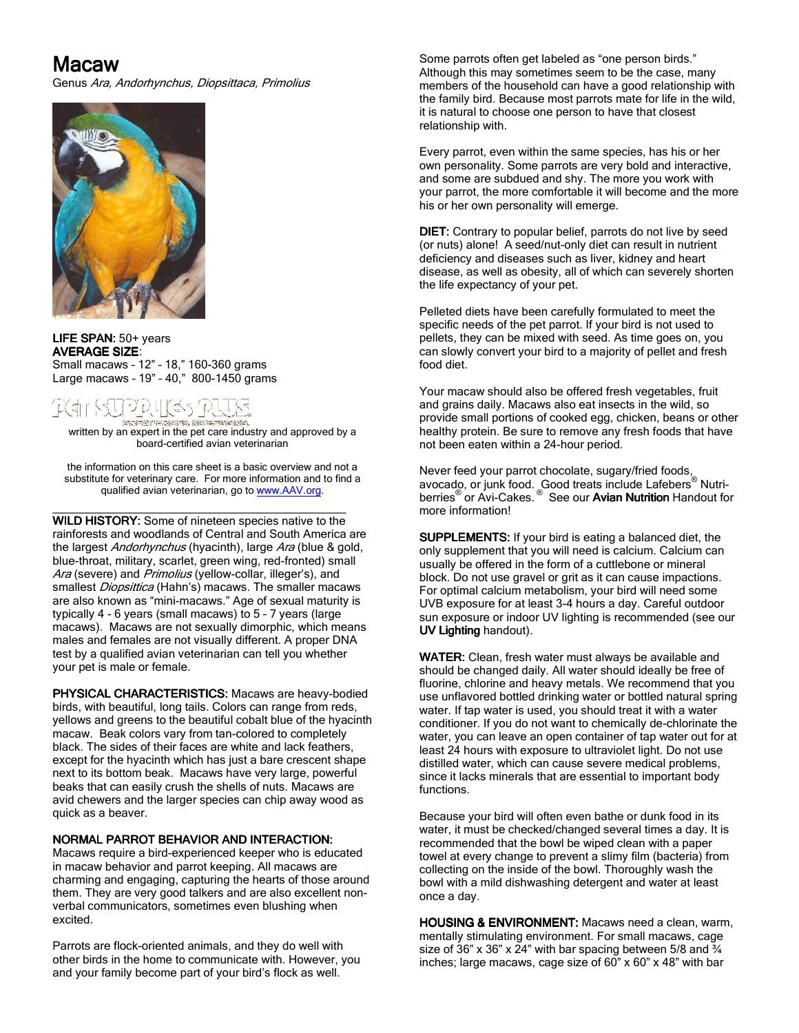# Macaw

Genus *Ara, Andorhynchus, Diopsittaca, Primolius*

**LIFE SPAN:** 50+ years
**AVERAGE SIZE**:
Small macaws – 12" – 18," 160-360 grams
Large macaws – 19" – 40," 800-1450 grams

written by an expert in the pet care industry and approved by a board-certified avian veterinarian

the information on this care sheet is a basic overview and not a substitute for veterinary care. For more information and to find a qualified avian veterinarian, go to www.AAV.org.

**WILD HISTORY:** Some of nineteen species native to the rainforests and woodlands of Central and South America are the largest *Andorhynchus* (hyacinth), large *Ara* (blue & gold, blue-throat, military, scarlet, green wing, red-fronted) small *Ara* (severe) and *Primolius* (yellow-collar, illeger's), and smallest *Diopsittica* (Hahn's) macaws. The smaller macaws are also known as "mini-macaws." Age of sexual maturity is typically 4 - 6 years (small macaws) to 5 – 7 years (large macaws). Macaws are not sexually dimorphic, which means males and females are not visually different. A proper DNA test by a qualified avian veterinarian can tell you whether your pet is male or female.

**PHYSICAL CHARACTERISTICS:** Macaws are heavy-bodied birds, with beautiful, long tails. Colors can range from reds, yellows and greens to the beautiful cobalt blue of the hyacinth macaw. Beak colors vary from tan-colored to completely black. The sides of their faces are white and lack feathers, except for the hyacinth which has just a bare crescent shape next to its bottom beak. Macaws have very large, powerful beaks that can easily crush the shells of nuts. Macaws are avid chewers and the larger species can chip away wood as quick as a beaver.

**NORMAL PARROT BEHAVIOR AND INTERACTION:** Macaws require a bird-experienced keeper who is educated in macaw behavior and parrot keeping. All macaws are charming and engaging, capturing the hearts of those around them. They are very good talkers and are also excellent non-verbal communicators, sometimes even blushing when excited.

Parrots are flock-oriented animals, and they do well with other birds in the home to communicate with. However, you and your family become part of your bird's flock as well.

Some parrots often get labeled as "one person birds." Although this may sometimes seem to be the case, many members of the household can have a good relationship with the family bird. Because most parrots mate for life in the wild, it is natural to choose one person to have that closest relationship with.

Every parrot, even within the same species, has his or her own personality. Some parrots are very bold and interactive, and some are subdued and shy. The more you work with your parrot, the more comfortable it will become and the more his or her own personality will emerge.

**DIET:** Contrary to popular belief, parrots do not live by seed (or nuts) alone! A seed/nut-only diet can result in nutrient deficiency and diseases such as liver, kidney and heart disease, as well as obesity, all of which can severely shorten the life expectancy of your pet.

Pelleted diets have been carefully formulated to meet the specific needs of the pet parrot. If your bird is not used to pellets, they can be mixed with seed. As time goes on, you can slowly convert your bird to a majority of pellet and fresh food diet.

Your macaw should also be offered fresh vegetables, fruit and grains daily. Macaws also eat insects in the wild, so provide small portions of cooked egg, chicken, beans or other healthy protein. Be sure to remove any fresh foods that have not been eaten within a 24-hour period.

Never feed your parrot chocolate, sugary/fried foods, avocado, or junk food. Good treats include Lafebers® Nutri-berries® or Avi-Cakes.® See our **Avian Nutrition** Handout for more information!

**SUPPLEMENTS:** If your bird is eating a balanced diet, the only supplement that you will need is calcium. Calcium can usually be offered in the form of a cuttlebone or mineral block. Do not use gravel or grit as it can cause impactions. For optimal calcium metabolism, your bird will need some UVB exposure for at least 3-4 hours a day. Careful outdoor sun exposure or indoor UV lighting is recommended (see our **UV Lighting** handout).

**WATER:** Clean, fresh water must always be available and should be changed daily. All water should ideally be free of fluorine, chlorine and heavy metals. We recommend that you use unflavored bottled drinking water or bottled natural spring water. If tap water is used, you should treat it with a water conditioner. If you do not want to chemically de-chlorinate the water, you can leave an open container of tap water out for at least 24 hours with exposure to ultraviolet light. Do not use distilled water, which can cause severe medical problems, since it lacks minerals that are essential to important body functions.

Because your bird will often even bathe or dunk food in its water, it must be checked/changed several times a day. It is recommended that the bowl be wiped clean with a paper towel at every change to prevent a slimy film (bacteria) from collecting on the inside of the bowl. Thoroughly wash the bowl with a mild dishwashing detergent and water at least once a day.

**HOUSING & ENVIRONMENT:** Macaws need a clean, warm, mentally stimulating environment. For small macaws, cage size of 36" x 36" x 24" with bar spacing between 5/8 and ¾ inches; large macaws, cage size of 60" x 60" x 48" with bar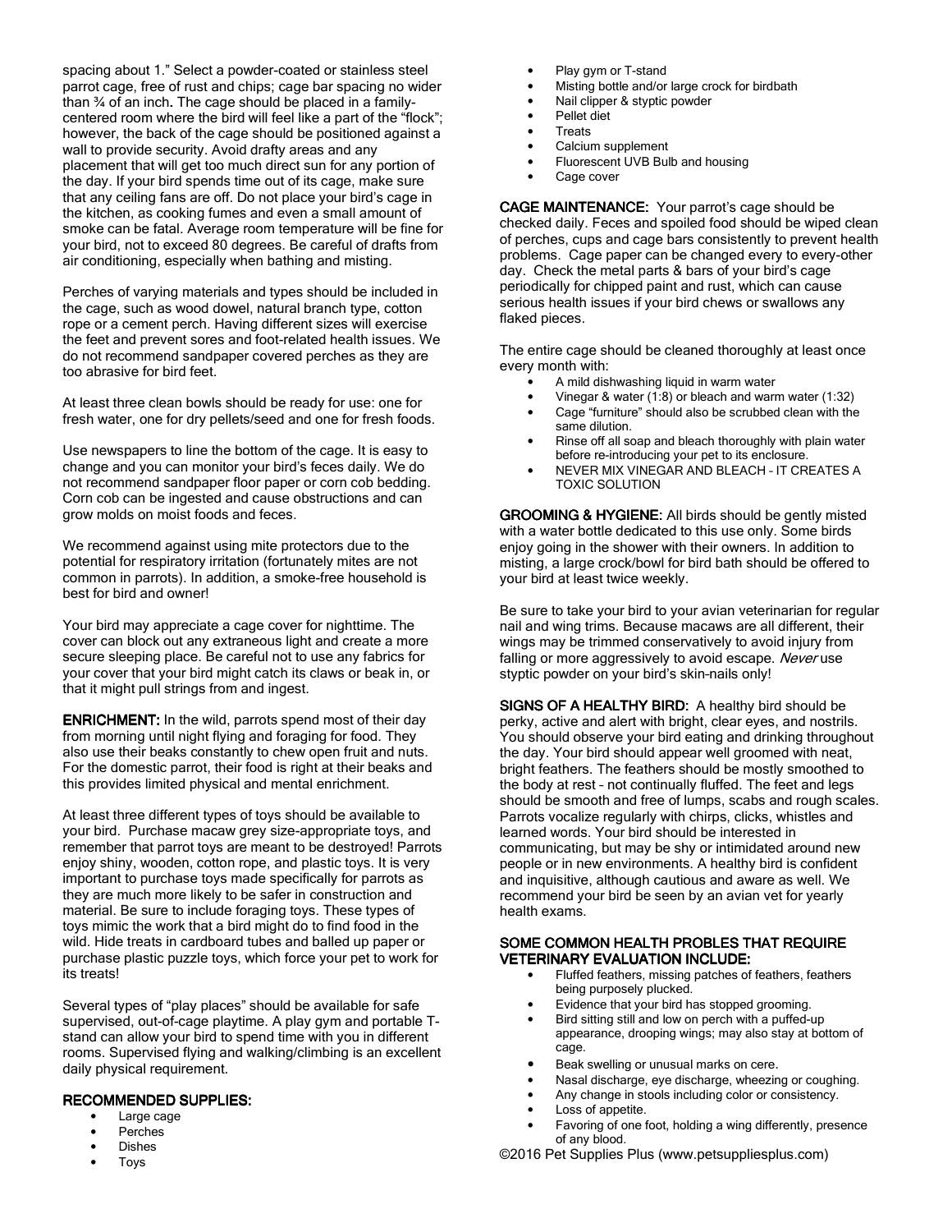spacing about 1." Select a powder-coated or stainless steel parrot cage, free of rust and chips; cage bar spacing no wider than ¾ of an inch. The cage should be placed in a family-centered room where the bird will feel like a part of the "flock"; however, the back of the cage should be positioned against a wall to provide security. Avoid drafty areas and any placement that will get too much direct sun for any portion of the day. If your bird spends time out of its cage, make sure that any ceiling fans are off. Do not place your bird's cage in the kitchen, as cooking fumes and even a small amount of smoke can be fatal. Average room temperature will be fine for your bird, not to exceed 80 degrees. Be careful of drafts from air conditioning, especially when bathing and misting.

Perches of varying materials and types should be included in the cage, such as wood dowel, natural branch type, cotton rope or a cement perch. Having different sizes will exercise the feet and prevent sores and foot-related health issues. We do not recommend sandpaper covered perches as they are too abrasive for bird feet.

At least three clean bowls should be ready for use: one for fresh water, one for dry pellets/seed and one for fresh foods.

Use newspapers to line the bottom of the cage. It is easy to change and you can monitor your bird's feces daily. We do not recommend sandpaper floor paper or corn cob bedding. Corn cob can be ingested and cause obstructions and can grow molds on moist foods and feces.

We recommend against using mite protectors due to the potential for respiratory irritation (fortunately mites are not common in parrots). In addition, a smoke-free household is best for bird and owner!

Your bird may appreciate a cage cover for nighttime. The cover can block out any extraneous light and create a more secure sleeping place. Be careful not to use any fabrics for your cover that your bird might catch its claws or beak in, or that it might pull strings from and ingest.

**ENRICHMENT:** In the wild, parrots spend most of their day from morning until night flying and foraging for food. They also use their beaks constantly to chew open fruit and nuts. For the domestic parrot, their food is right at their beaks and this provides limited physical and mental enrichment.

At least three different types of toys should be available to your bird. Purchase macaw grey size-appropriate toys, and remember that parrot toys are meant to be destroyed! Parrots enjoy shiny, wooden, cotton rope, and plastic toys. It is very important to purchase toys made specifically for parrots as they are much more likely to be safer in construction and material. Be sure to include foraging toys. These types of toys mimic the work that a bird might do to find food in the wild. Hide treats in cardboard tubes and balled up paper or purchase plastic puzzle toys, which force your pet to work for its treats!

Several types of "play places" should be available for safe supervised, out-of-cage playtime. A play gym and portable T-stand can allow your bird to spend time with you in different rooms. Supervised flying and walking/climbing is an excellent daily physical requirement.

**RECOMMENDED SUPPLIES:**

- Large cage
- Perches
- Dishes
- Toys
- Play gym or T-stand
- Misting bottle and/or large crock for birdbath
- Nail clipper & styptic powder
- Pellet diet
- Treats
- Calcium supplement
- Fluorescent UVB Bulb and housing
- Cage cover

**CAGE MAINTENANCE:** Your parrot's cage should be checked daily. Feces and spoiled food should be wiped clean of perches, cups and cage bars consistently to prevent health problems. Cage paper can be changed every to every-other day. Check the metal parts & bars of your bird's cage periodically for chipped paint and rust, which can cause serious health issues if your bird chews or swallows any flaked pieces.

The entire cage should be cleaned thoroughly at least once every month with:

- A mild dishwashing liquid in warm water
- Vinegar & water (1:8) or bleach and warm water (1:32)
- Cage "furniture" should also be scrubbed clean with the same dilution.
- Rinse off all soap and bleach thoroughly with plain water before re-introducing your pet to its enclosure.
- NEVER MIX VINEGAR AND BLEACH – IT CREATES A TOXIC SOLUTION

**GROOMING & HYGIENE:** All birds should be gently misted with a water bottle dedicated to this use only. Some birds enjoy going in the shower with their owners. In addition to misting, a large crock/bowl for bird bath should be offered to your bird at least twice weekly.

Be sure to take your bird to your avian veterinarian for regular nail and wing trims. Because macaws are all different, their wings may be trimmed conservatively to avoid injury from falling or more aggressively to avoid escape. *Never* use styptic powder on your bird's skin–nails only!

**SIGNS OF A HEALTHY BIRD:** A healthy bird should be perky, active and alert with bright, clear eyes, and nostrils. You should observe your bird eating and drinking throughout the day. Your bird should appear well groomed with neat, bright feathers. The feathers should be mostly smoothed to the body at rest – not continually fluffed. The feet and legs should be smooth and free of lumps, scabs and rough scales. Parrots vocalize regularly with chirps, clicks, whistles and learned words. Your bird should be interested in communicating, but may be shy or intimidated around new people or in new environments. A healthy bird is confident and inquisitive, although cautious and aware as well. We recommend your bird be seen by an avian vet for yearly health exams.

**SOME COMMON HEALTH PROBLES THAT REQUIRE VETERINARY EVALUATION INCLUDE:**

- Fluffed feathers, missing patches of feathers, feathers being purposely plucked.
- Evidence that your bird has stopped grooming.
- Bird sitting still and low on perch with a puffed-up appearance, drooping wings; may also stay at bottom of cage.
- Beak swelling or unusual marks on cere.
- Nasal discharge, eye discharge, wheezing or coughing.
- Any change in stools including color or consistency.
- Loss of appetite.
- Favoring of one foot, holding a wing differently, presence of any blood.

©2016 Pet Supplies Plus (www.petsuppliesplus.com)